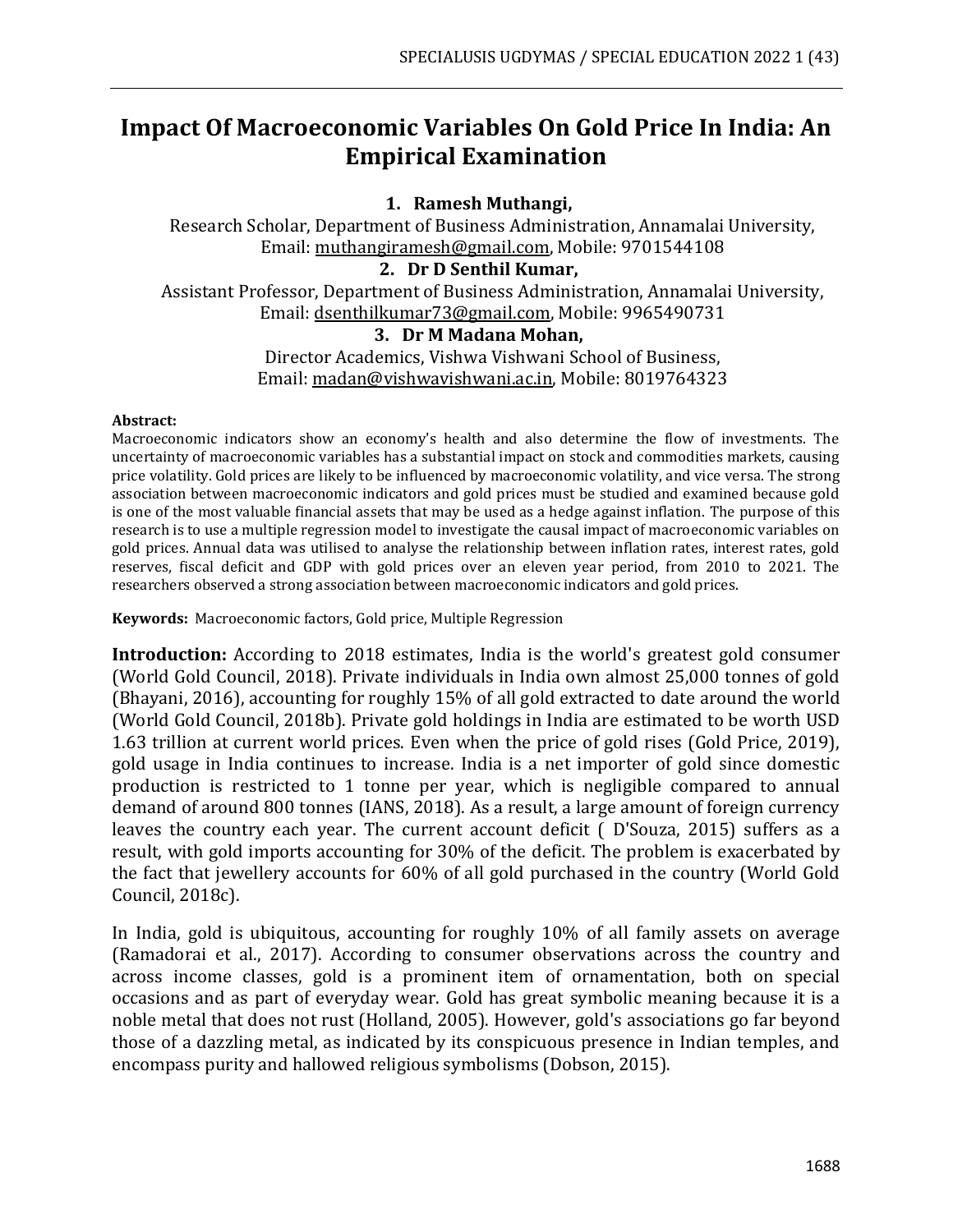# Impact Of Macroeconomic Variables On Gold Price In India: An Empirical Examination

**1. Ramesh Muthangi,**

Research Scholar, Department of Business Administration, Annamalai University, Email: muthangiramesh@gmail.com, Mobile: 9701544108

**2. Dr D Senthil Kumar,**

Assistant Professor, Department of Business Administration, Annamalai University, Email: dsenthilkumar73@gmail.com, Mobile: 9965490731

**3. Dr M Madana Mohan,**

Director Academics, Vishwa Vishwani School of Business, Email: madan@vishwavishwani.ac.in, Mobile: 8019764323

**Abstract:**

Macroeconomic indicators show an economy's health and also determine the flow of investments. The uncertainty of macroeconomic variables has a substantial impact on stock and commodities markets, causing price volatility. Gold prices are likely to be influenced by macroeconomic volatility, and vice versa. The strong association between macroeconomic indicators and gold prices must be studied and examined because gold is one of the most valuable financial assets that may be used as a hedge against inflation. The purpose of this research is to use a multiple regression model to investigate the causal impact of macroeconomic variables on gold prices. Annual data was utilised to analyse the relationship between inflation rates, interest rates, gold reserves, fiscal deficit and GDP with gold prices over an eleven year period, from 2010 to 2021. The researchers observed a strong association between macroeconomic indicators and gold prices.

**Keywords:** Macroeconomic factors, Gold price, Multiple Regression

**Introduction:** According to 2018 estimates, India is the world's greatest gold consumer (World Gold Council, 2018). Private individuals in India own almost 25,000 tonnes of gold (Bhayani, 2016), accounting for roughly 15% of all gold extracted to date around the world (World Gold Council, 2018b). Private gold holdings in India are estimated to be worth USD 1.63 trillion at current world prices. Even when the price of gold rises (Gold Price, 2019), gold usage in India continues to increase. India is a net importer of gold since domestic production is restricted to 1 tonne per year, which is negligible compared to annual demand of around 800 tonnes (IANS, 2018). As a result, a large amount of foreign currency leaves the country each year. The current account deficit ( D'Souza, 2015) suffers as a result, with gold imports accounting for 30% of the deficit. The problem is exacerbated by the fact that jewellery accounts for 60% of all gold purchased in the country (World Gold Council, 2018c).

In India, gold is ubiquitous, accounting for roughly 10% of all family assets on average (Ramadorai et al., 2017). According to consumer observations across the country and across income classes, gold is a prominent item of ornamentation, both on special occasions and as part of everyday wear. Gold has great symbolic meaning because it is a noble metal that does not rust (Holland, 2005). However, gold's associations go far beyond those of a dazzling metal, as indicated by its conspicuous presence in Indian temples, and encompass purity and hallowed religious symbolisms (Dobson, 2015).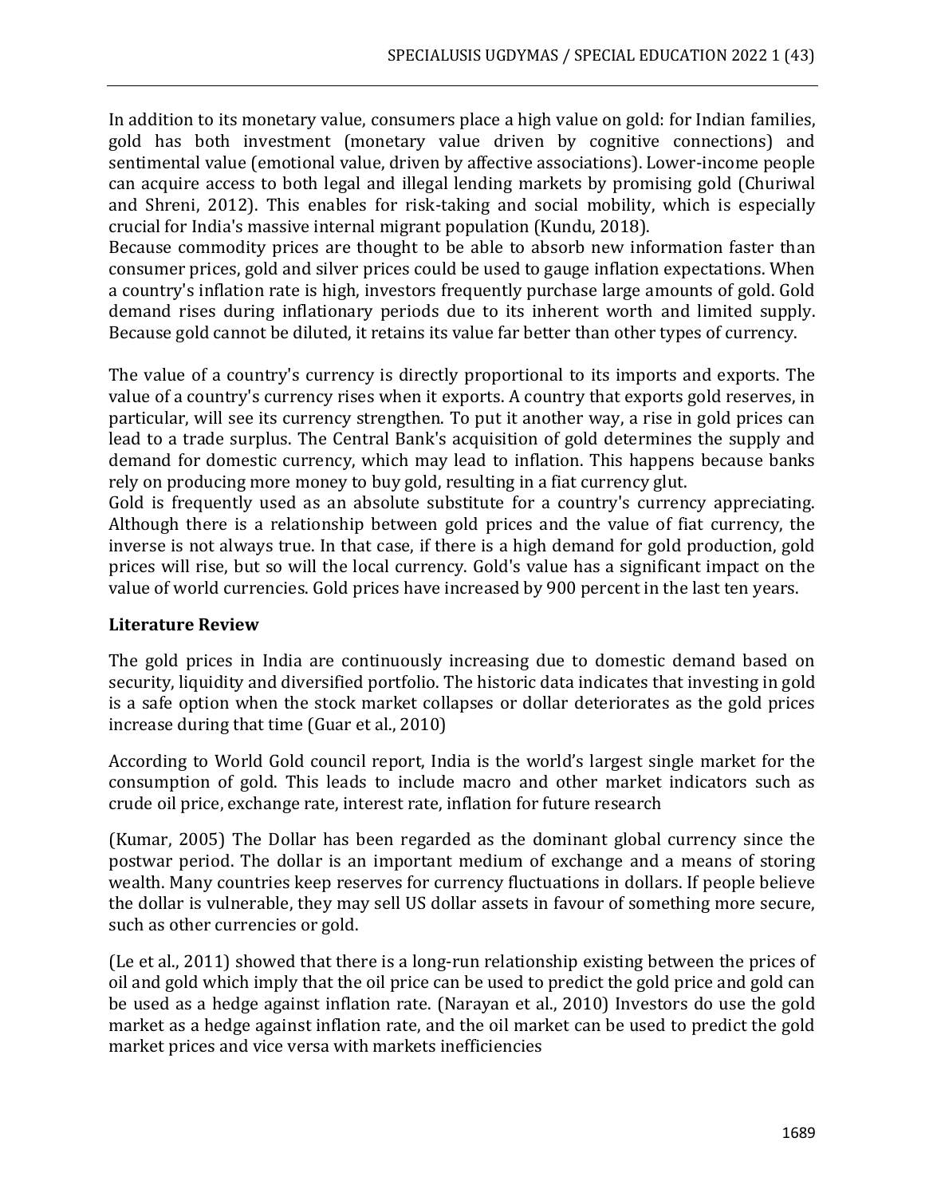In addition to its monetary value, consumers place a high value on gold: for Indian families, gold has both investment (monetary value driven by cognitive connections) and sentimental value (emotional value, driven by affective associations). Lower-income people can acquire access to both legal and illegal lending markets by promising gold (Churiwal and Shreni, 2012). This enables for risk-taking and social mobility, which is especially crucial for India's massive internal migrant population (Kundu, 2018).

Because commodity prices are thought to be able to absorb new information faster than consumer prices, gold and silver prices could be used to gauge inflation expectations. When a country's inflation rate is high, investors frequently purchase large amounts of gold. Gold demand rises during inflationary periods due to its inherent worth and limited supply. Because gold cannot be diluted, it retains its value far better than other types of currency.

The value of a country's currency is directly proportional to its imports and exports. The value of a country's currency rises when it exports. A country that exports gold reserves, in particular, will see its currency strengthen. To put it another way, a rise in gold prices can lead to a trade surplus. The Central Bank's acquisition of gold determines the supply and demand for domestic currency, which may lead to inflation. This happens because banks rely on producing more money to buy gold, resulting in a fiat currency glut.

Gold is frequently used as an absolute substitute for a country's currency appreciating. Although there is a relationship between gold prices and the value of fiat currency, the inverse is not always true. In that case, if there is a high demand for gold production, gold prices will rise, but so will the local currency. Gold's value has a significant impact on the value of world currencies. Gold prices have increased by 900 percent in the last ten years.

## Literature Review

The gold prices in India are continuously increasing due to domestic demand based on security, liquidity and diversified portfolio. The historic data indicates that investing in gold is a safe option when the stock market collapses or dollar deteriorates as the gold prices increase during that time (Guar et al., 2010)

According to World Gold council report, India is the world's largest single market for the consumption of gold. This leads to include macro and other market indicators such as crude oil price, exchange rate, interest rate, inflation for future research

(Kumar, 2005) The Dollar has been regarded as the dominant global currency since the postwar period. The dollar is an important medium of exchange and a means of storing wealth. Many countries keep reserves for currency fluctuations in dollars. If people believe the dollar is vulnerable, they may sell US dollar assets in favour of something more secure, such as other currencies or gold.

(Le et al., 2011) showed that there is a long-run relationship existing between the prices of oil and gold which imply that the oil price can be used to predict the gold price and gold can be used as a hedge against inflation rate. (Narayan et al., 2010) Investors do use the gold market as a hedge against inflation rate, and the oil market can be used to predict the gold market prices and vice versa with markets inefficiencies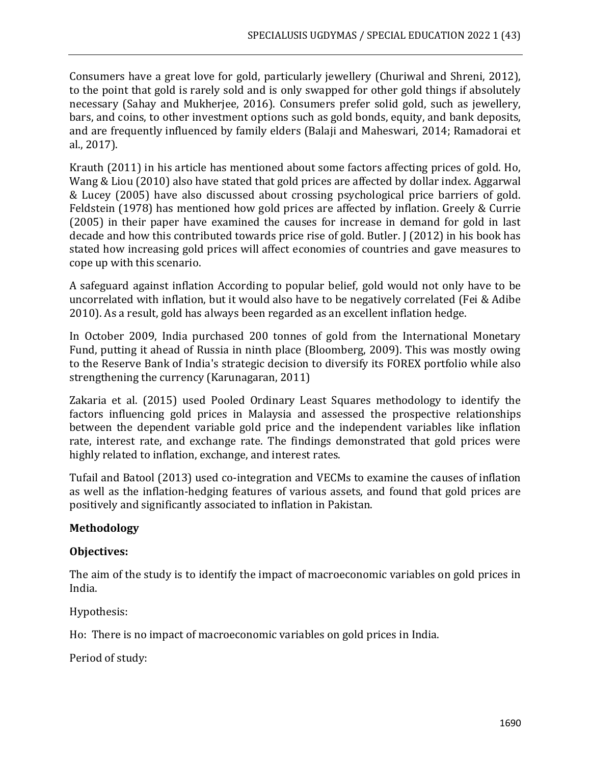Consumers have a great love for gold, particularly jewellery (Churiwal and Shreni, 2012), to the point that gold is rarely sold and is only swapped for other gold things if absolutely necessary (Sahay and Mukherjee, 2016). Consumers prefer solid gold, such as jewellery, bars, and coins, to other investment options such as gold bonds, equity, and bank deposits, and are frequently influenced by family elders (Balaji and Maheswari, 2014; Ramadorai et al., 2017).

Krauth (2011) in his article has mentioned about some factors affecting prices of gold. Ho, Wang & Liou (2010) also have stated that gold prices are affected by dollar index. Aggarwal & Lucey (2005) have also discussed about crossing psychological price barriers of gold. Feldstein (1978) has mentioned how gold prices are affected by inflation. Greely & Currie (2005) in their paper have examined the causes for increase in demand for gold in last decade and how this contributed towards price rise of gold. Butler. J (2012) in his book has stated how increasing gold prices will affect economies of countries and gave measures to cope up with this scenario.

A safeguard against inflation According to popular belief, gold would not only have to be uncorrelated with inflation, but it would also have to be negatively correlated (Fei & Adibe 2010). As a result, gold has always been regarded as an excellent inflation hedge.

In October 2009, India purchased 200 tonnes of gold from the International Monetary Fund, putting it ahead of Russia in ninth place (Bloomberg, 2009). This was mostly owing to the Reserve Bank of India's strategic decision to diversify its FOREX portfolio while also strengthening the currency (Karunagaran, 2011)

Zakaria et al. (2015) used Pooled Ordinary Least Squares methodology to identify the factors influencing gold prices in Malaysia and assessed the prospective relationships between the dependent variable gold price and the independent variables like inflation rate, interest rate, and exchange rate. The findings demonstrated that gold prices were highly related to inflation, exchange, and interest rates.

Tufail and Batool (2013) used co-integration and VECMs to examine the causes of inflation as well as the inflation-hedging features of various assets, and found that gold prices are positively and significantly associated to inflation in Pakistan.

**Methodology**

**Objectives:**

The aim of the study is to identify the impact of macroeconomic variables on gold prices in India.

Hypothesis:

Ho: There is no impact of macroeconomic variables on gold prices in India.

Period of study: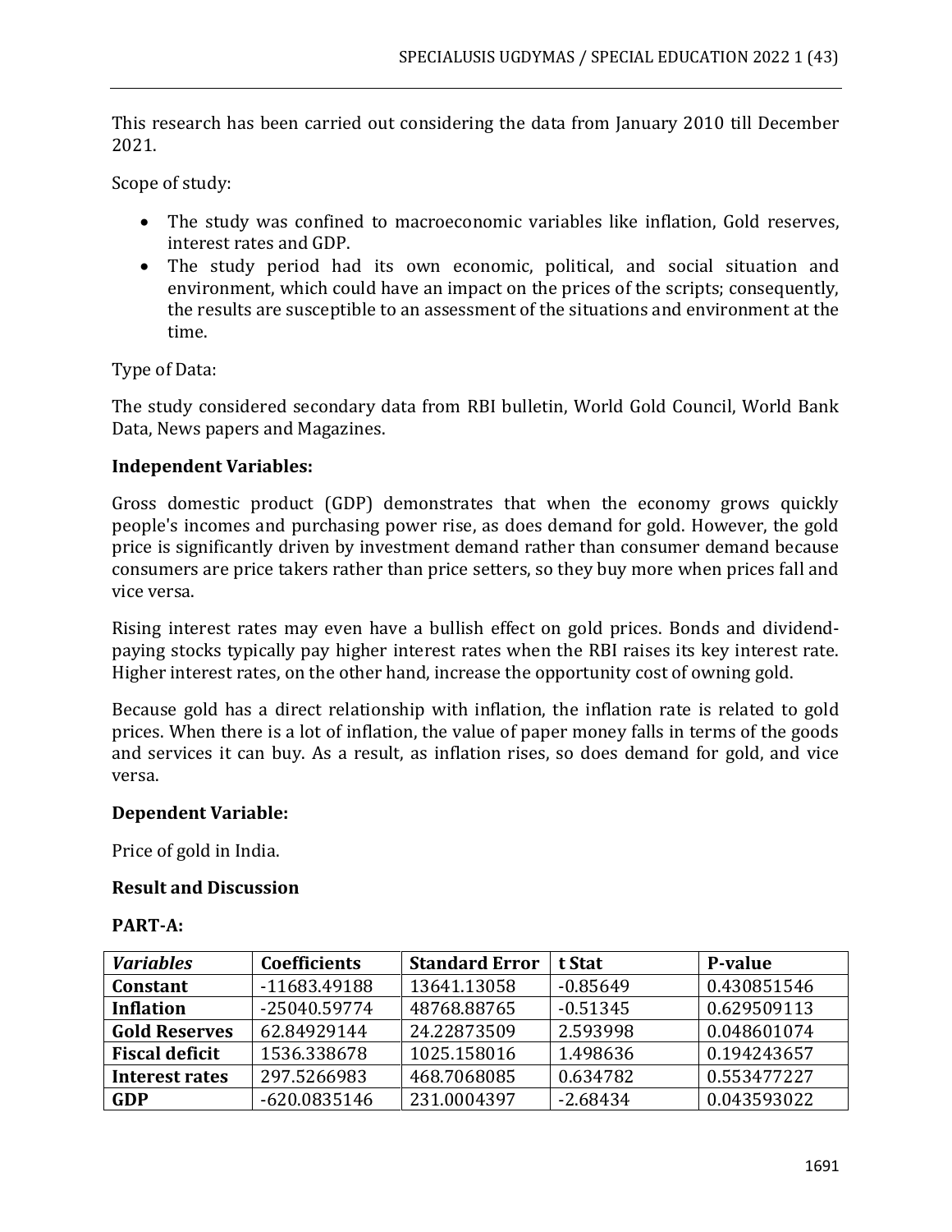This research has been carried out considering the data from January 2010 till December 2021.

Scope of study:

- The study was confined to macroeconomic variables like inflation, Gold reserves, interest rates and GDP.
- The study period had its own economic, political, and social situation and environment, which could have an impact on the prices of the scripts; consequently, the results are susceptible to an assessment of the situations and environment at the time.

Type of Data:

The study considered secondary data from RBI bulletin, World Gold Council, World Bank Data, News papers and Magazines.

**Independent Variables:**

Gross domestic product (GDP) demonstrates that when the economy grows quickly people's incomes and purchasing power rise, as does demand for gold. However, the gold price is significantly driven by investment demand rather than consumer demand because consumers are price takers rather than price setters, so they buy more when prices fall and vice versa.

Rising interest rates may even have a bullish effect on gold prices. Bonds and dividend-paying stocks typically pay higher interest rates when the RBI raises its key interest rate. Higher interest rates, on the other hand, increase the opportunity cost of owning gold.

Because gold has a direct relationship with inflation, the inflation rate is related to gold prices. When there is a lot of inflation, the value of paper money falls in terms of the goods and services it can buy. As a result, as inflation rises, so does demand for gold, and vice versa.

**Dependent Variable:**

Price of gold in India.

**Result and Discussion**

**PART-A:**

| *Variables* | **Coefficients** | **Standard Error** | **t Stat** | **P-value** |
|---|---|---|---|---|
| **Constant** | -11683.49188 | 13641.13058 | -0.85649 | 0.430851546 |
| **Inflation** | -25040.59774 | 48768.88765 | -0.51345 | 0.629509113 |
| **Gold Reserves** | 62.84929144 | 24.22873509 | 2.593998 | 0.048601074 |
| **Fiscal deficit** | 1536.338678 | 1025.158016 | 1.498636 | 0.194243657 |
| **Interest rates** | 297.5266983 | 468.7068085 | 0.634782 | 0.553477227 |
| **GDP** | -620.0835146 | 231.0004397 | -2.68434 | 0.043593022 |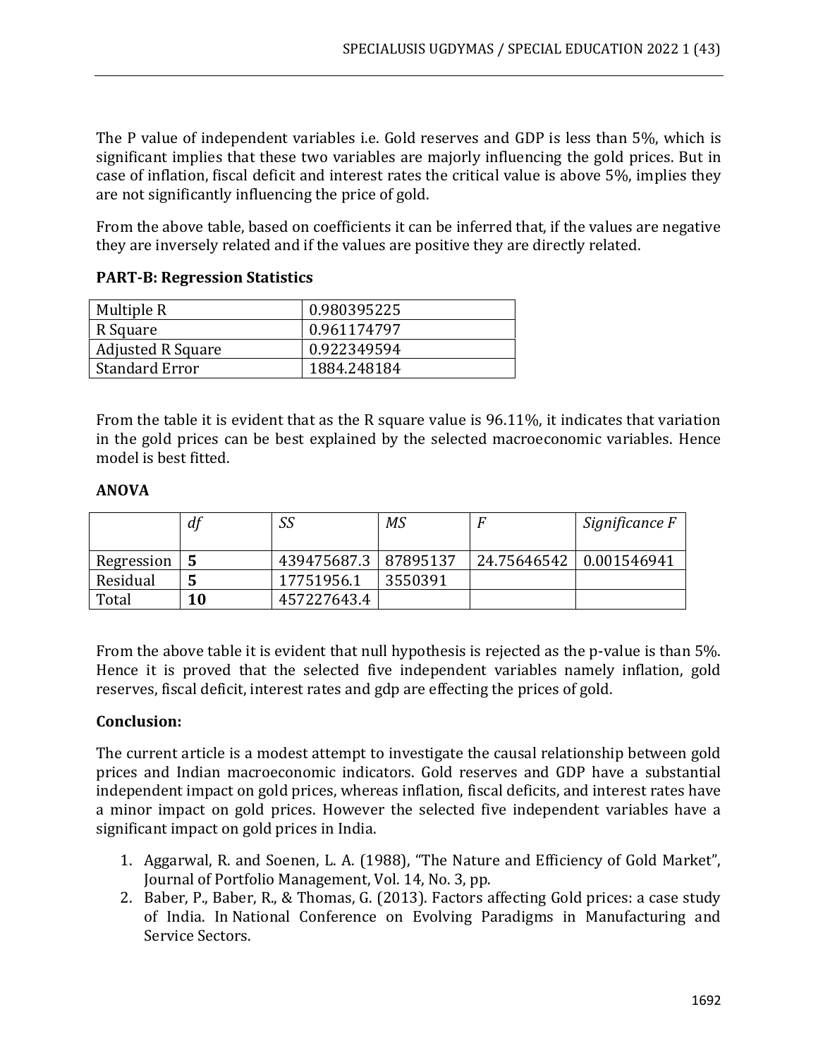The P value of independent variables i.e. Gold reserves and GDP is less than 5%, which is significant implies that these two variables are majorly influencing the gold prices. But in case of inflation, fiscal deficit and interest rates the critical value is above 5%, implies they are not significantly influencing the price of gold.

From the above table, based on coefficients it can be inferred that, if the values are negative they are inversely related and if the values are positive they are directly related.

**PART-B: Regression Statistics**

| Multiple R | 0.980395225 |
|---|---|
| R Square | 0.961174797 |
| Adjusted R Square | 0.922349594 |
| Standard Error | 1884.248184 |

From the table it is evident that as the R square value is 96.11%, it indicates that variation in the gold prices can be best explained by the selected macroeconomic variables. Hence model is best fitted.

**ANOVA**

| | *df* | *SS* | *MS* | *F* | *Significance F* |
|---|---|---|---|---|---|
| Regression | **5** | 439475687.3 | 87895137 | 24.75646542 | 0.001546941 |
| Residual | **5** | 17751956.1 | 3550391 | | |
| Total | **10** | 457227643.4 | | | |

From the above table it is evident that null hypothesis is rejected as the p-value is than 5%. Hence it is proved that the selected five independent variables namely inflation, gold reserves, fiscal deficit, interest rates and gdp are effecting the prices of gold.

**Conclusion:**

The current article is a modest attempt to investigate the causal relationship between gold prices and Indian macroeconomic indicators. Gold reserves and GDP have a substantial independent impact on gold prices, whereas inflation, fiscal deficits, and interest rates have a minor impact on gold prices. However the selected five independent variables have a significant impact on gold prices in India.

1. Aggarwal, R. and Soenen, L. A. (1988), "The Nature and Efficiency of Gold Market", Journal of Portfolio Management, Vol. 14, No. 3, pp.
2. Baber, P., Baber, R., & Thomas, G. (2013). Factors affecting Gold prices: a case study of India. In National Conference on Evolving Paradigms in Manufacturing and Service Sectors.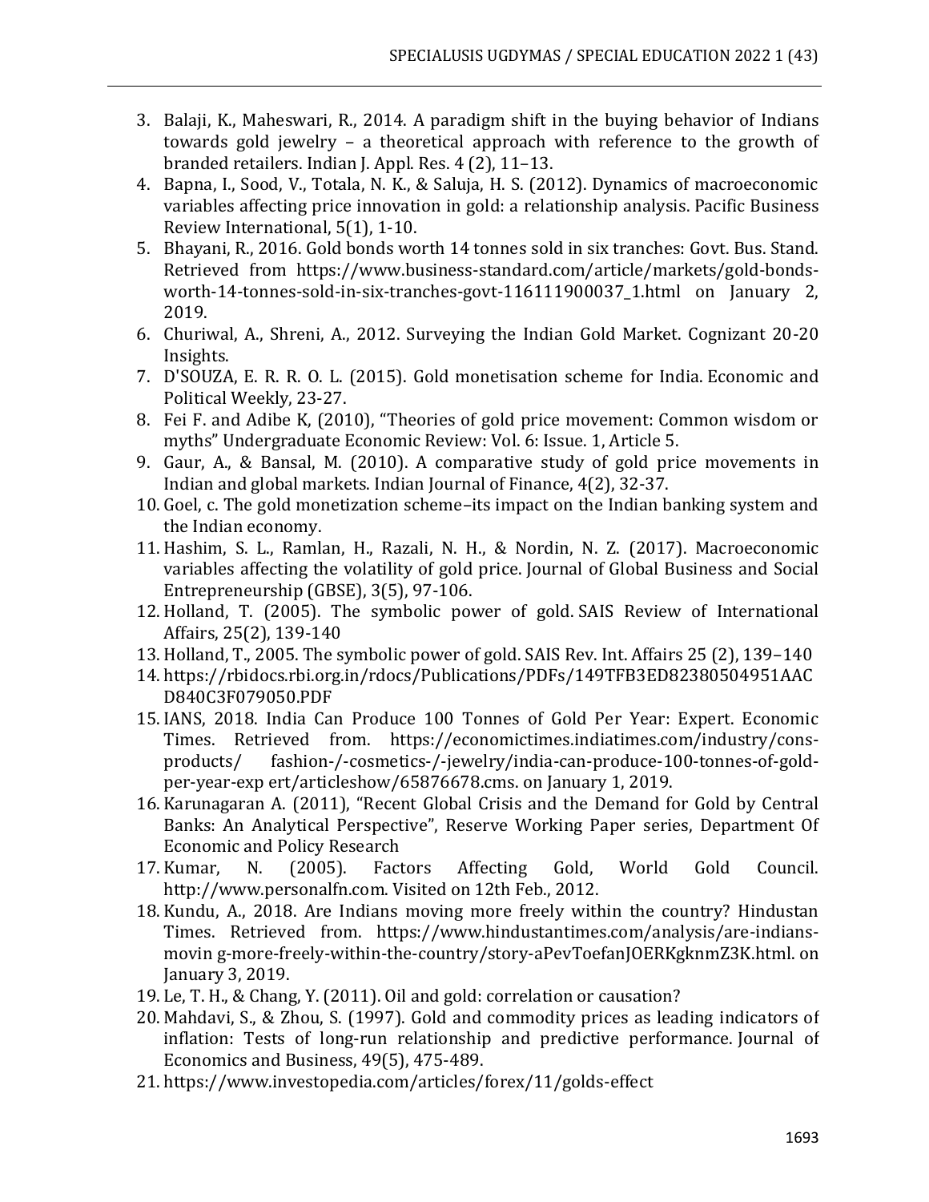3. Balaji, K., Maheswari, R., 2014. A paradigm shift in the buying behavior of Indians towards gold jewelry – a theoretical approach with reference to the growth of branded retailers. Indian J. Appl. Res. 4 (2), 11–13.
4. Bapna, I., Sood, V., Totala, N. K., & Saluja, H. S. (2012). Dynamics of macroeconomic variables affecting price innovation in gold: a relationship analysis. Pacific Business Review International, 5(1), 1-10.
5. Bhayani, R., 2016. Gold bonds worth 14 tonnes sold in six tranches: Govt. Bus. Stand. Retrieved from https://www.business-standard.com/article/markets/gold-bonds-worth-14-tonnes-sold-in-six-tranches-govt-116111900037_1.html on January 2, 2019.
6. Churiwal, A., Shreni, A., 2012. Surveying the Indian Gold Market. Cognizant 20-20 Insights.
7. D'SOUZA, E. R. R. O. L. (2015). Gold monetisation scheme for India. Economic and Political Weekly, 23-27.
8. Fei F. and Adibe K, (2010), "Theories of gold price movement: Common wisdom or myths" Undergraduate Economic Review: Vol. 6: Issue. 1, Article 5.
9. Gaur, A., & Bansal, M. (2010). A comparative study of gold price movements in Indian and global markets. Indian Journal of Finance, 4(2), 32-37.
10. Goel, c. The gold monetization scheme–its impact on the Indian banking system and the Indian economy.
11. Hashim, S. L., Ramlan, H., Razali, N. H., & Nordin, N. Z. (2017). Macroeconomic variables affecting the volatility of gold price. Journal of Global Business and Social Entrepreneurship (GBSE), 3(5), 97-106.
12. Holland, T. (2005). The symbolic power of gold. SAIS Review of International Affairs, 25(2), 139-140
13. Holland, T., 2005. The symbolic power of gold. SAIS Rev. Int. Affairs 25 (2), 139–140
14. https://rbidocs.rbi.org.in/rdocs/Publications/PDFs/149TFB3ED82380504951AACD840C3F079050.PDF
15. IANS, 2018. India Can Produce 100 Tonnes of Gold Per Year: Expert. Economic Times. Retrieved from. https://economictimes.indiatimes.com/industry/cons-products/ fashion-/-cosmetics-/-jewelry/india-can-produce-100-tonnes-of-gold-per-year-exp ert/articleshow/65876678.cms. on January 1, 2019.
16. Karunagaran A. (2011), "Recent Global Crisis and the Demand for Gold by Central Banks: An Analytical Perspective", Reserve Working Paper series, Department Of Economic and Policy Research
17. Kumar, N. (2005). Factors Affecting Gold, World Gold Council. http://www.personalfn.com. Visited on 12th Feb., 2012.
18. Kundu, A., 2018. Are Indians moving more freely within the country? Hindustan Times. Retrieved from. https://www.hindustantimes.com/analysis/are-indians-movin g-more-freely-within-the-country/story-aPevToefanJOERKgknmZ3K.html. on January 3, 2019.
19. Le, T. H., & Chang, Y. (2011). Oil and gold: correlation or causation?
20. Mahdavi, S., & Zhou, S. (1997). Gold and commodity prices as leading indicators of inflation: Tests of long-run relationship and predictive performance. Journal of Economics and Business, 49(5), 475-489.
21. https://www.investopedia.com/articles/forex/11/golds-effect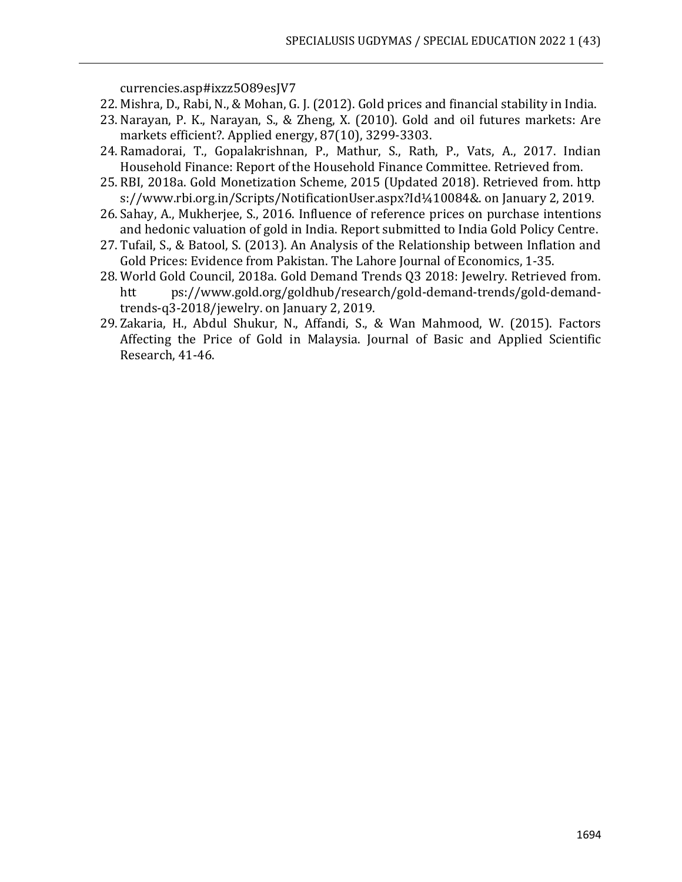currencies.asp#ixzz5O89esJV7

22. Mishra, D., Rabi, N., & Mohan, G. J. (2012). Gold prices and financial stability in India.
23. Narayan, P. K., Narayan, S., & Zheng, X. (2010). Gold and oil futures markets: Are markets efficient?. Applied energy, 87(10), 3299-3303.
24. Ramadorai, T., Gopalakrishnan, P., Mathur, S., Rath, P., Vats, A., 2017. Indian Household Finance: Report of the Household Finance Committee. Retrieved from.
25. RBI, 2018a. Gold Monetization Scheme, 2015 (Updated 2018). Retrieved from. http s://www.rbi.org.in/Scripts/NotificationUser.aspx?Id¼10084&. on January 2, 2019.
26. Sahay, A., Mukherjee, S., 2016. Influence of reference prices on purchase intentions and hedonic valuation of gold in India. Report submitted to India Gold Policy Centre.
27. Tufail, S., & Batool, S. (2013). An Analysis of the Relationship between Inflation and Gold Prices: Evidence from Pakistan. The Lahore Journal of Economics, 1-35.
28. World Gold Council, 2018a. Gold Demand Trends Q3 2018: Jewelry. Retrieved from. htt ps://www.gold.org/goldhub/research/gold-demand-trends/gold-demand-trends-q3-2018/jewelry. on January 2, 2019.
29. Zakaria, H., Abdul Shukur, N., Affandi, S., & Wan Mahmood, W. (2015). Factors Affecting the Price of Gold in Malaysia. Journal of Basic and Applied Scientific Research, 41-46.